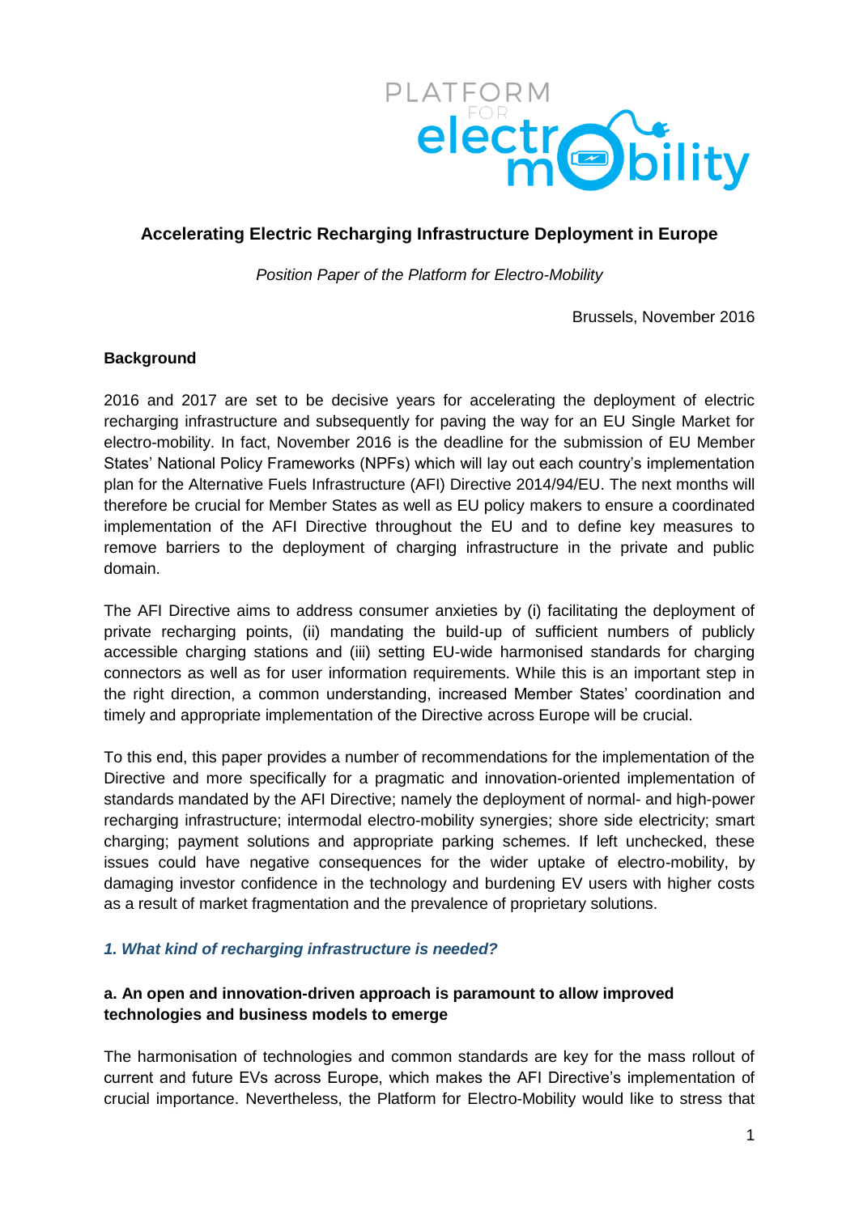# Accelerating Electric Recharging Infrastructure Deployment in Europe

*Position Paper of the Platform for Electro-Mobility*

Brussels, November 2016

**Background**

2016 and 2017 are set to be decisive years for accelerating the deployment of electric recharging infrastructure and subsequently for paving the way for an EU Single Market for electro-mobility. In fact, November 2016 is the deadline for the submission of EU Member States' National Policy Frameworks (NPFs) which will lay out each country's implementation plan for the Alternative Fuels Infrastructure (AFI) Directive 2014/94/EU. The next months will therefore be crucial for Member States as well as EU policy makers to ensure a coordinated implementation of the AFI Directive throughout the EU and to define key measures to remove barriers to the deployment of charging infrastructure in the private and public domain.

The AFI Directive aims to address consumer anxieties by (i) facilitating the deployment of private recharging points, (ii) mandating the build-up of sufficient numbers of publicly accessible charging stations and (iii) setting EU-wide harmonised standards for charging connectors as well as for user information requirements. While this is an important step in the right direction, a common understanding, increased Member States' coordination and timely and appropriate implementation of the Directive across Europe will be crucial.

To this end, this paper provides a number of recommendations for the implementation of the Directive and more specifically for a pragmatic and innovation-oriented implementation of standards mandated by the AFI Directive; namely the deployment of normal- and high-power recharging infrastructure; intermodal electro-mobility synergies; shore side electricity; smart charging; payment solutions and appropriate parking schemes. If left unchecked, these issues could have negative consequences for the wider uptake of electro-mobility, by damaging investor confidence in the technology and burdening EV users with higher costs as a result of market fragmentation and the prevalence of proprietary solutions.

## *1. What kind of recharging infrastructure is needed?*

### a. An open and innovation-driven approach is paramount to allow improved technologies and business models to emerge

The harmonisation of technologies and common standards are key for the mass rollout of current and future EVs across Europe, which makes the AFI Directive's implementation of crucial importance. Nevertheless, the Platform for Electro-Mobility would like to stress that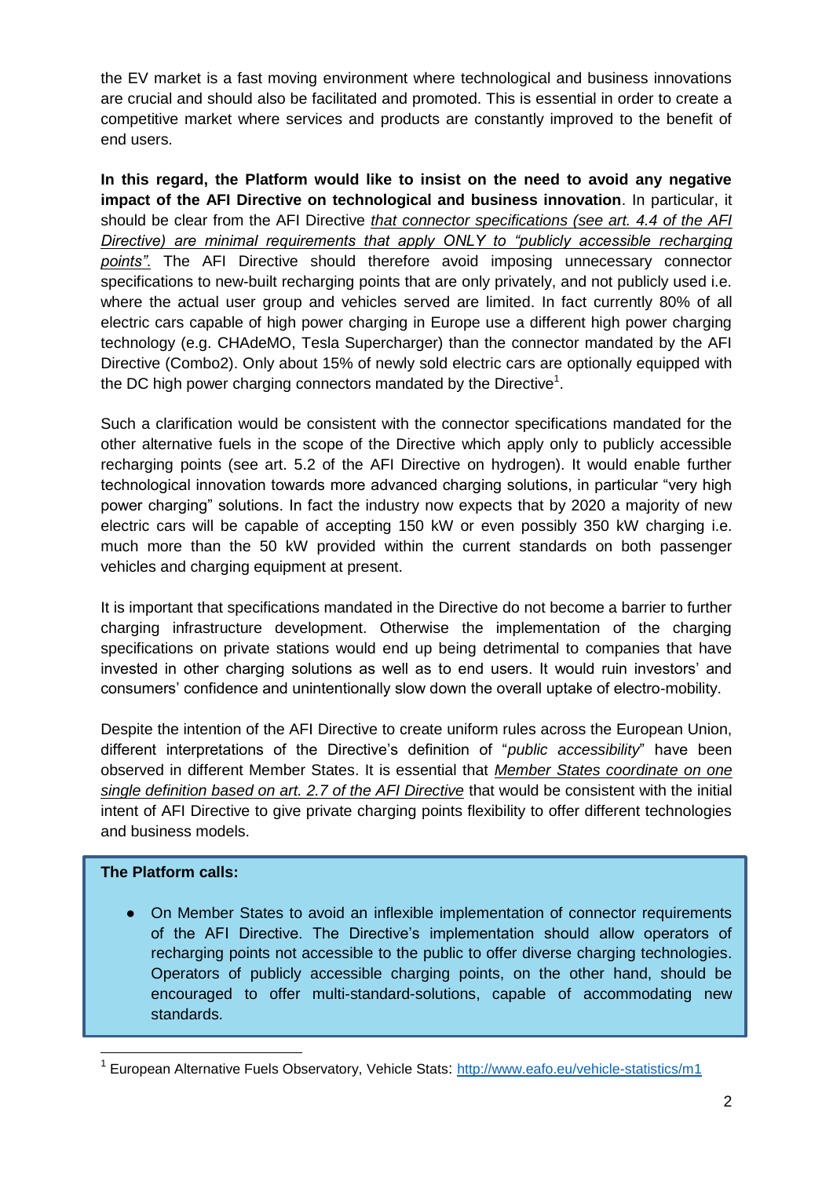the EV market is a fast moving environment where technological and business innovations are crucial and should also be facilitated and promoted. This is essential in order to create a competitive market where services and products are constantly improved to the benefit of end users.

**In this regard, the Platform would like to insist on the need to avoid any negative impact of the AFI Directive on technological and business innovation**. In particular, it should be clear from the AFI Directive *that connector specifications (see art. 4.4 of the AFI Directive) are minimal requirements that apply ONLY to "publicly accessible recharging points"*. The AFI Directive should therefore avoid imposing unnecessary connector specifications to new-built recharging points that are only privately, and not publicly used i.e. where the actual user group and vehicles served are limited. In fact currently 80% of all electric cars capable of high power charging in Europe use a different high power charging technology (e.g. CHAdeMO, Tesla Supercharger) than the connector mandated by the AFI Directive (Combo2). Only about 15% of newly sold electric cars are optionally equipped with the DC high power charging connectors mandated by the Directive[1].

Such a clarification would be consistent with the connector specifications mandated for the other alternative fuels in the scope of the Directive which apply only to publicly accessible recharging points (see art. 5.2 of the AFI Directive on hydrogen). It would enable further technological innovation towards more advanced charging solutions, in particular "very high power charging" solutions. In fact the industry now expects that by 2020 a majority of new electric cars will be capable of accepting 150 kW or even possibly 350 kW charging i.e. much more than the 50 kW provided within the current standards on both passenger vehicles and charging equipment at present.

It is important that specifications mandated in the Directive do not become a barrier to further charging infrastructure development. Otherwise the implementation of the charging specifications on private stations would end up being detrimental to companies that have invested in other charging solutions as well as to end users. It would ruin investors' and consumers' confidence and unintentionally slow down the overall uptake of electro-mobility.

Despite the intention of the AFI Directive to create uniform rules across the European Union, different interpretations of the Directive's definition of "*public accessibility*" have been observed in different Member States. It is essential that *Member States coordinate on one single definition based on art. 2.7 of the AFI Directive* that would be consistent with the initial intent of AFI Directive to give private charging points flexibility to offer different technologies and business models.

**The Platform calls:**

- On Member States to avoid an inflexible implementation of connector requirements of the AFI Directive. The Directive's implementation should allow operators of recharging points not accessible to the public to offer diverse charging technologies. Operators of publicly accessible charging points, on the other hand, should be encouraged to offer multi-standard-solutions, capable of accommodating new standards.

[1] European Alternative Fuels Observatory, Vehicle Stats: http://www.eafo.eu/vehicle-statistics/m1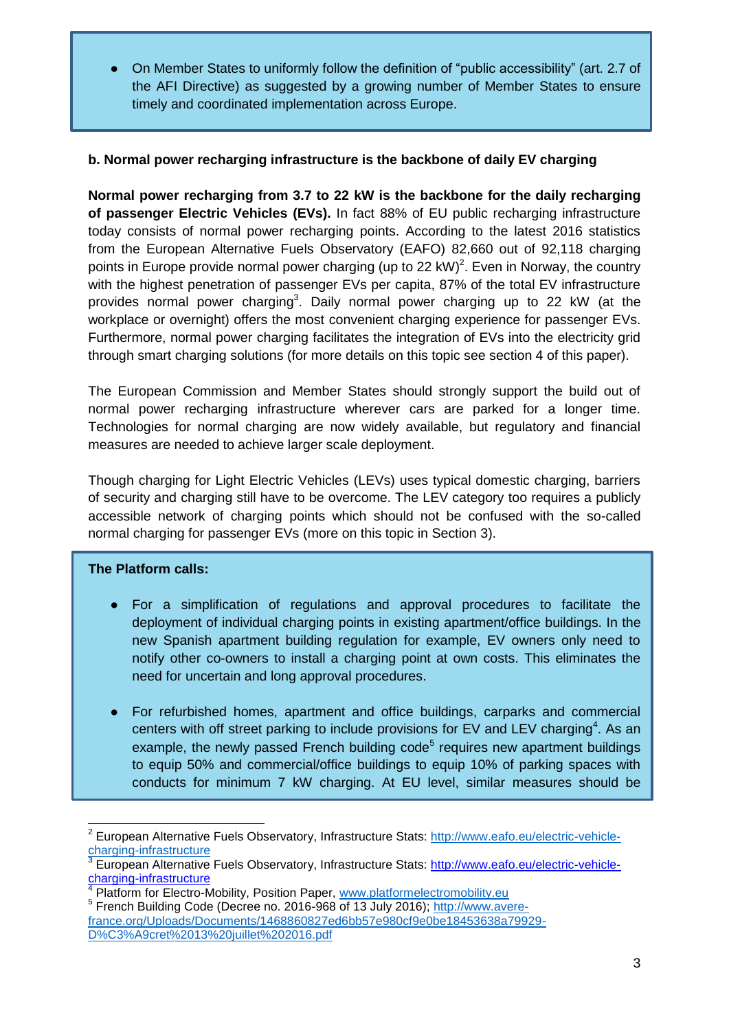- On Member States to uniformly follow the definition of "public accessibility" (art. 2.7 of the AFI Directive) as suggested by a growing number of Member States to ensure timely and coordinated implementation across Europe.

### b. Normal power recharging infrastructure is the backbone of daily EV charging

**Normal power recharging from 3.7 to 22 kW is the backbone for the daily recharging of passenger Electric Vehicles (EVs).** In fact 88% of EU public recharging infrastructure today consists of normal power recharging points. According to the latest 2016 statistics from the European Alternative Fuels Observatory (EAFO) 82,660 out of 92,118 charging points in Europe provide normal power charging (up to 22 kW)[2]. Even in Norway, the country with the highest penetration of passenger EVs per capita, 87% of the total EV infrastructure provides normal power charging[3]. Daily normal power charging up to 22 kW (at the workplace or overnight) offers the most convenient charging experience for passenger EVs. Furthermore, normal power charging facilitates the integration of EVs into the electricity grid through smart charging solutions (for more details on this topic see section 4 of this paper).

The European Commission and Member States should strongly support the build out of normal power recharging infrastructure wherever cars are parked for a longer time. Technologies for normal charging are now widely available, but regulatory and financial measures are needed to achieve larger scale deployment.

Though charging for Light Electric Vehicles (LEVs) uses typical domestic charging, barriers of security and charging still have to be overcome. The LEV category too requires a publicly accessible network of charging points which should not be confused with the so-called normal charging for passenger EVs (more on this topic in Section 3).

**The Platform calls:**

- For a simplification of regulations and approval procedures to facilitate the deployment of individual charging points in existing apartment/office buildings. In the new Spanish apartment building regulation for example, EV owners only need to notify other co-owners to install a charging point at own costs. This eliminates the need for uncertain and long approval procedures.

- For refurbished homes, apartment and office buildings, carparks and commercial centers with off street parking to include provisions for EV and LEV charging[4]. As an example, the newly passed French building code[5] requires new apartment buildings to equip 50% and commercial/office buildings to equip 10% of parking spaces with conducts for minimum 7 kW charging. At EU level, similar measures should be

---

[2] European Alternative Fuels Observatory, Infrastructure Stats: http://www.eafo.eu/electric-vehicle-charging-infrastructure

[3] European Alternative Fuels Observatory, Infrastructure Stats: http://www.eafo.eu/electric-vehicle-charging-infrastructure

[4] Platform for Electro-Mobility, Position Paper, www.platformelectromobility.eu

[5] French Building Code (Decree no. 2016-968 of 13 July 2016); http://www.avere-france.org/Uploads/Documents/1468860827ed6bb57e980cf9e0be18453638a79929-D%C3%A9cret%2013%20juillet%202016.pdf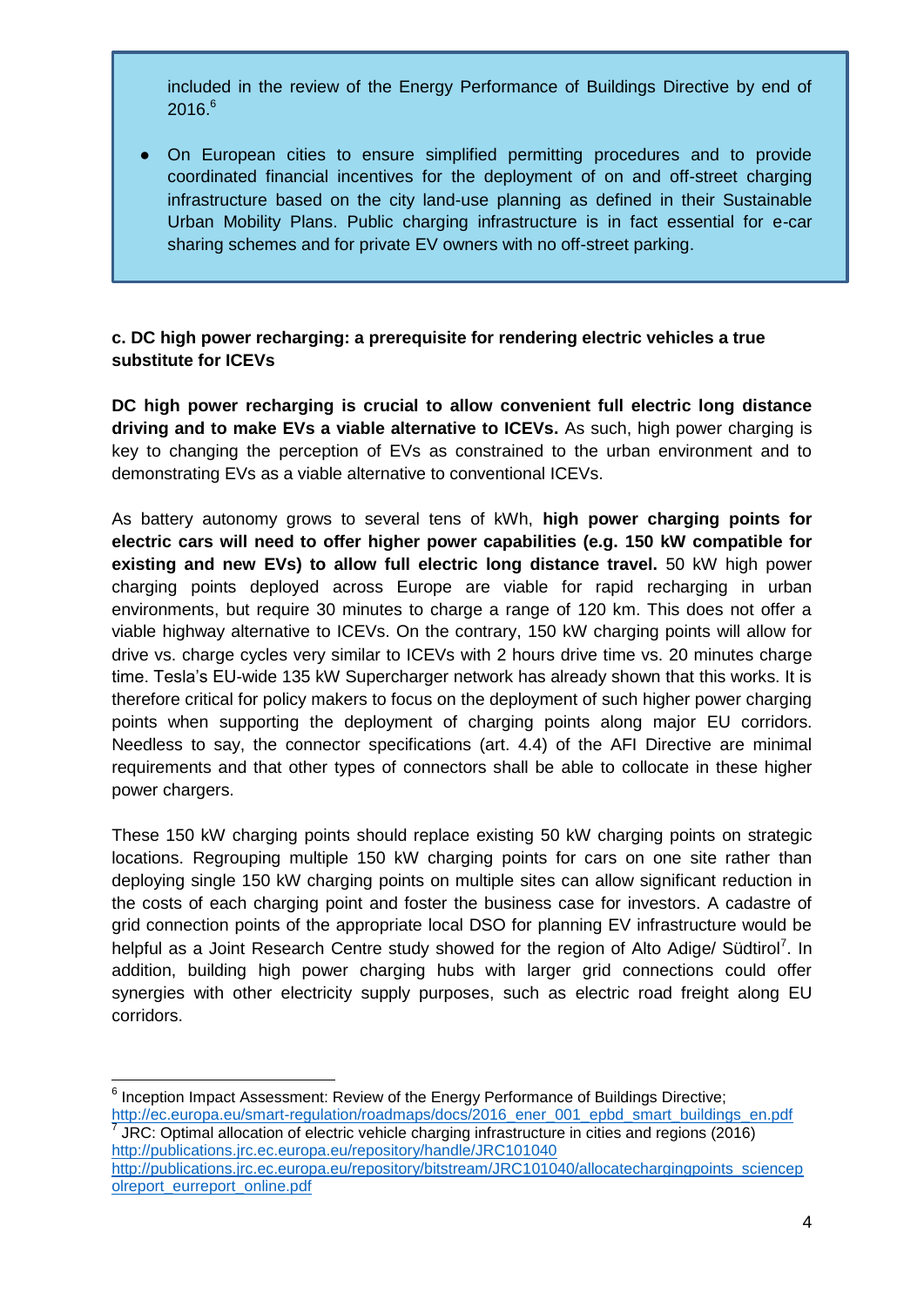included in the review of the Energy Performance of Buildings Directive by end of 2016.[6]

- On European cities to ensure simplified permitting procedures and to provide coordinated financial incentives for the deployment of on and off-street charging infrastructure based on the city land-use planning as defined in their Sustainable Urban Mobility Plans. Public charging infrastructure is in fact essential for e-car sharing schemes and for private EV owners with no off-street parking.

**c. DC high power recharging: a prerequisite for rendering electric vehicles a true substitute for ICEVs**

**DC high power recharging is crucial to allow convenient full electric long distance driving and to make EVs a viable alternative to ICEVs.** As such, high power charging is key to changing the perception of EVs as constrained to the urban environment and to demonstrating EVs as a viable alternative to conventional ICEVs.

As battery autonomy grows to several tens of kWh, **high power charging points for electric cars will need to offer higher power capabilities (e.g. 150 kW compatible for existing and new EVs) to allow full electric long distance travel.** 50 kW high power charging points deployed across Europe are viable for rapid recharging in urban environments, but require 30 minutes to charge a range of 120 km. This does not offer a viable highway alternative to ICEVs. On the contrary, 150 kW charging points will allow for drive vs. charge cycles very similar to ICEVs with 2 hours drive time vs. 20 minutes charge time. Tesla's EU-wide 135 kW Supercharger network has already shown that this works. It is therefore critical for policy makers to focus on the deployment of such higher power charging points when supporting the deployment of charging points along major EU corridors. Needless to say, the connector specifications (art. 4.4) of the AFI Directive are minimal requirements and that other types of connectors shall be able to collocate in these higher power chargers.

These 150 kW charging points should replace existing 50 kW charging points on strategic locations. Regrouping multiple 150 kW charging points for cars on one site rather than deploying single 150 kW charging points on multiple sites can allow significant reduction in the costs of each charging point and foster the business case for investors. A cadastre of grid connection points of the appropriate local DSO for planning EV infrastructure would be helpful as a Joint Research Centre study showed for the region of Alto Adige/ Südtirol[7]. In addition, building high power charging hubs with larger grid connections could offer synergies with other electricity supply purposes, such as electric road freight along EU corridors.

---

[6] Inception Impact Assessment: Review of the Energy Performance of Buildings Directive; http://ec.europa.eu/smart-regulation/roadmaps/docs/2016_ener_001_epbd_smart_buildings_en.pdf

[7] JRC: Optimal allocation of electric vehicle charging infrastructure in cities and regions (2016) http://publications.jrc.ec.europa.eu/repository/handle/JRC101040 http://publications.jrc.ec.europa.eu/repository/bitstream/JRC101040/allocatechargingpoints_sciencepolreport_eurreport_online.pdf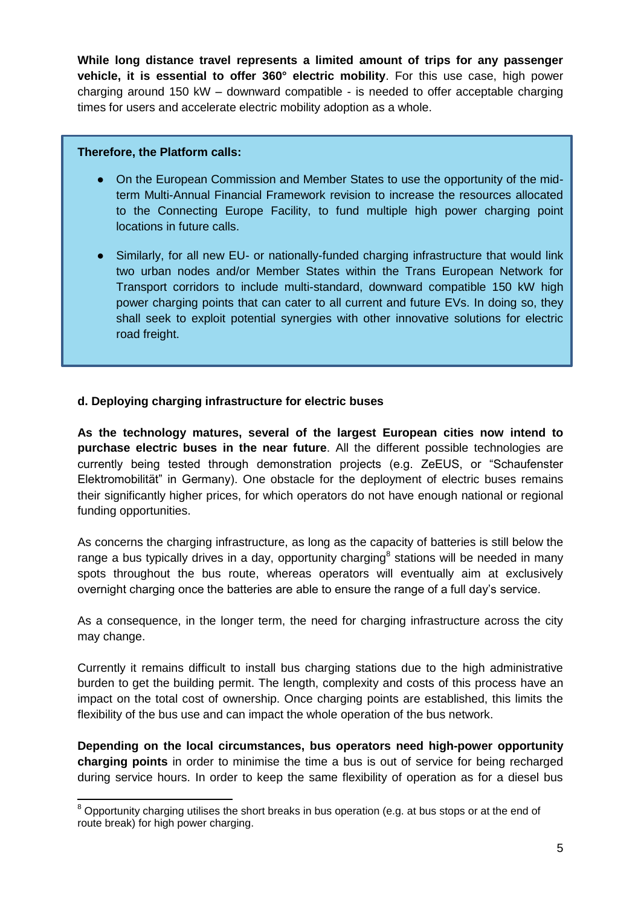**While long distance travel represents a limited amount of trips for any passenger vehicle, it is essential to offer 360° electric mobility**. For this use case, high power charging around 150 kW – downward compatible - is needed to offer acceptable charging times for users and accelerate electric mobility adoption as a whole.

**Therefore, the Platform calls:**

- On the European Commission and Member States to use the opportunity of the mid-term Multi-Annual Financial Framework revision to increase the resources allocated to the Connecting Europe Facility, to fund multiple high power charging point locations in future calls.
- Similarly, for all new EU- or nationally-funded charging infrastructure that would link two urban nodes and/or Member States within the Trans European Network for Transport corridors to include multi-standard, downward compatible 150 kW high power charging points that can cater to all current and future EVs. In doing so, they shall seek to exploit potential synergies with other innovative solutions for electric road freight.

#### d. Deploying charging infrastructure for electric buses

**As the technology matures, several of the largest European cities now intend to purchase electric buses in the near future**. All the different possible technologies are currently being tested through demonstration projects (e.g. ZeEUS, or "Schaufenster Elektromobilität" in Germany). One obstacle for the deployment of electric buses remains their significantly higher prices, for which operators do not have enough national or regional funding opportunities.

As concerns the charging infrastructure, as long as the capacity of batteries is still below the range a bus typically drives in a day, opportunity charging[8] stations will be needed in many spots throughout the bus route, whereas operators will eventually aim at exclusively overnight charging once the batteries are able to ensure the range of a full day's service.

As a consequence, in the longer term, the need for charging infrastructure across the city may change.

Currently it remains difficult to install bus charging stations due to the high administrative burden to get the building permit. The length, complexity and costs of this process have an impact on the total cost of ownership. Once charging points are established, this limits the flexibility of the bus use and can impact the whole operation of the bus network.

**Depending on the local circumstances, bus operators need high-power opportunity charging points** in order to minimise the time a bus is out of service for being recharged during service hours. In order to keep the same flexibility of operation as for a diesel bus

[8] Opportunity charging utilises the short breaks in bus operation (e.g. at bus stops or at the end of route break) for high power charging.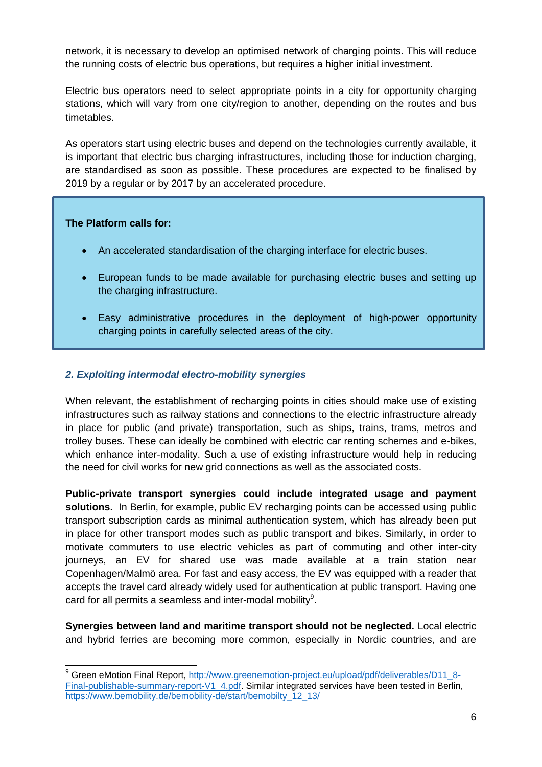network, it is necessary to develop an optimised network of charging points. This will reduce the running costs of electric bus operations, but requires a higher initial investment.

Electric bus operators need to select appropriate points in a city for opportunity charging stations, which will vary from one city/region to another, depending on the routes and bus timetables.

As operators start using electric buses and depend on the technologies currently available, it is important that electric bus charging infrastructures, including those for induction charging, are standardised as soon as possible. These procedures are expected to be finalised by 2019 by a regular or by 2017 by an accelerated procedure.

> **The Platform calls for:**
>
> - An accelerated standardisation of the charging interface for electric buses.
> - European funds to be made available for purchasing electric buses and setting up the charging infrastructure.
> - Easy administrative procedures in the deployment of high-power opportunity charging points in carefully selected areas of the city.

### *2. Exploiting intermodal electro-mobility synergies*

When relevant, the establishment of recharging points in cities should make use of existing infrastructures such as railway stations and connections to the electric infrastructure already in place for public (and private) transportation, such as ships, trains, trams, metros and trolley buses. These can ideally be combined with electric car renting schemes and e-bikes, which enhance inter-modality. Such a use of existing infrastructure would help in reducing the need for civil works for new grid connections as well as the associated costs.

**Public-private transport synergies could include integrated usage and payment solutions.** In Berlin, for example, public EV recharging points can be accessed using public transport subscription cards as minimal authentication system, which has already been put in place for other transport modes such as public transport and bikes. Similarly, in order to motivate commuters to use electric vehicles as part of commuting and other inter-city journeys, an EV for shared use was made available at a train station near Copenhagen/Malmö area. For fast and easy access, the EV was equipped with a reader that accepts the travel card already widely used for authentication at public transport. Having one card for all permits a seamless and inter-modal mobility[9].

**Synergies between land and maritime transport should not be neglected.** Local electric and hybrid ferries are becoming more common, especially in Nordic countries, and are

[9] Green eMotion Final Report, http://www.greenemotion-project.eu/upload/pdf/deliverables/D11_8-Final-publishable-summary-report-V1_4.pdf. Similar integrated services have been tested in Berlin, https://www.bemobility.de/bemobility-de/start/bemobilty_12_13/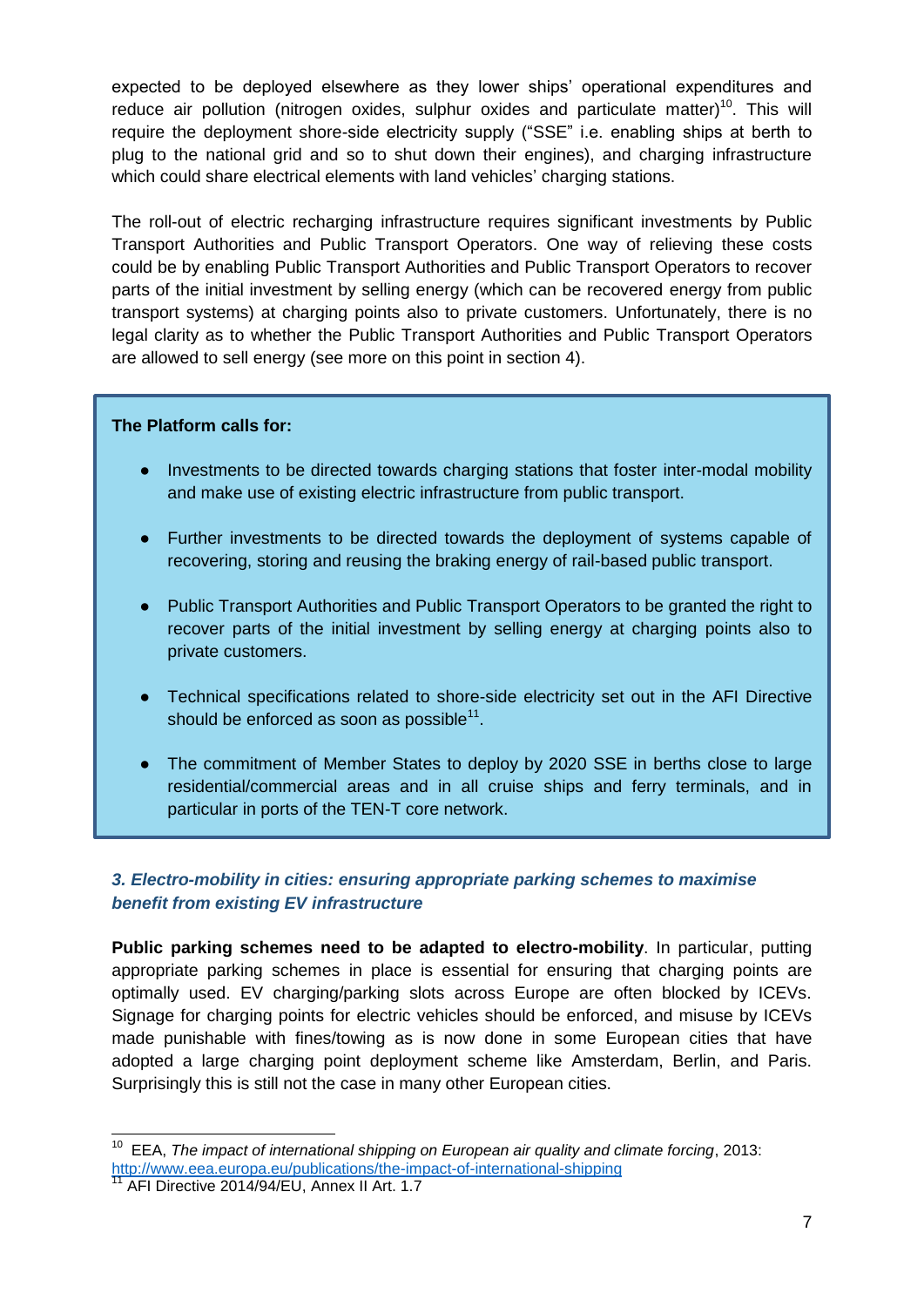expected to be deployed elsewhere as they lower ships' operational expenditures and reduce air pollution (nitrogen oxides, sulphur oxides and particulate matter)[10]. This will require the deployment shore-side electricity supply ("SSE" i.e. enabling ships at berth to plug to the national grid and so to shut down their engines), and charging infrastructure which could share electrical elements with land vehicles' charging stations.

The roll-out of electric recharging infrastructure requires significant investments by Public Transport Authorities and Public Transport Operators. One way of relieving these costs could be by enabling Public Transport Authorities and Public Transport Operators to recover parts of the initial investment by selling energy (which can be recovered energy from public transport systems) at charging points also to private customers. Unfortunately, there is no legal clarity as to whether the Public Transport Authorities and Public Transport Operators are allowed to sell energy (see more on this point in section 4).

**The Platform calls for:**

- Investments to be directed towards charging stations that foster inter-modal mobility and make use of existing electric infrastructure from public transport.
- Further investments to be directed towards the deployment of systems capable of recovering, storing and reusing the braking energy of rail-based public transport.
- Public Transport Authorities and Public Transport Operators to be granted the right to recover parts of the initial investment by selling energy at charging points also to private customers.
- Technical specifications related to shore-side electricity set out in the AFI Directive should be enforced as soon as possible[11].
- The commitment of Member States to deploy by 2020 SSE in berths close to large residential/commercial areas and in all cruise ships and ferry terminals, and in particular in ports of the TEN-T core network.

### *3. Electro-mobility in cities: ensuring appropriate parking schemes to maximise benefit from existing EV infrastructure*

**Public parking schemes need to be adapted to electro-mobility**. In particular, putting appropriate parking schemes in place is essential for ensuring that charging points are optimally used. EV charging/parking slots across Europe are often blocked by ICEVs. Signage for charging points for electric vehicles should be enforced, and misuse by ICEVs made punishable with fines/towing as is now done in some European cities that have adopted a large charging point deployment scheme like Amsterdam, Berlin, and Paris. Surprisingly this is still not the case in many other European cities.

---

[10] EEA, *The impact of international shipping on European air quality and climate forcing*, 2013: http://www.eea.europa.eu/publications/the-impact-of-international-shipping

[11] AFI Directive 2014/94/EU, Annex II Art. 1.7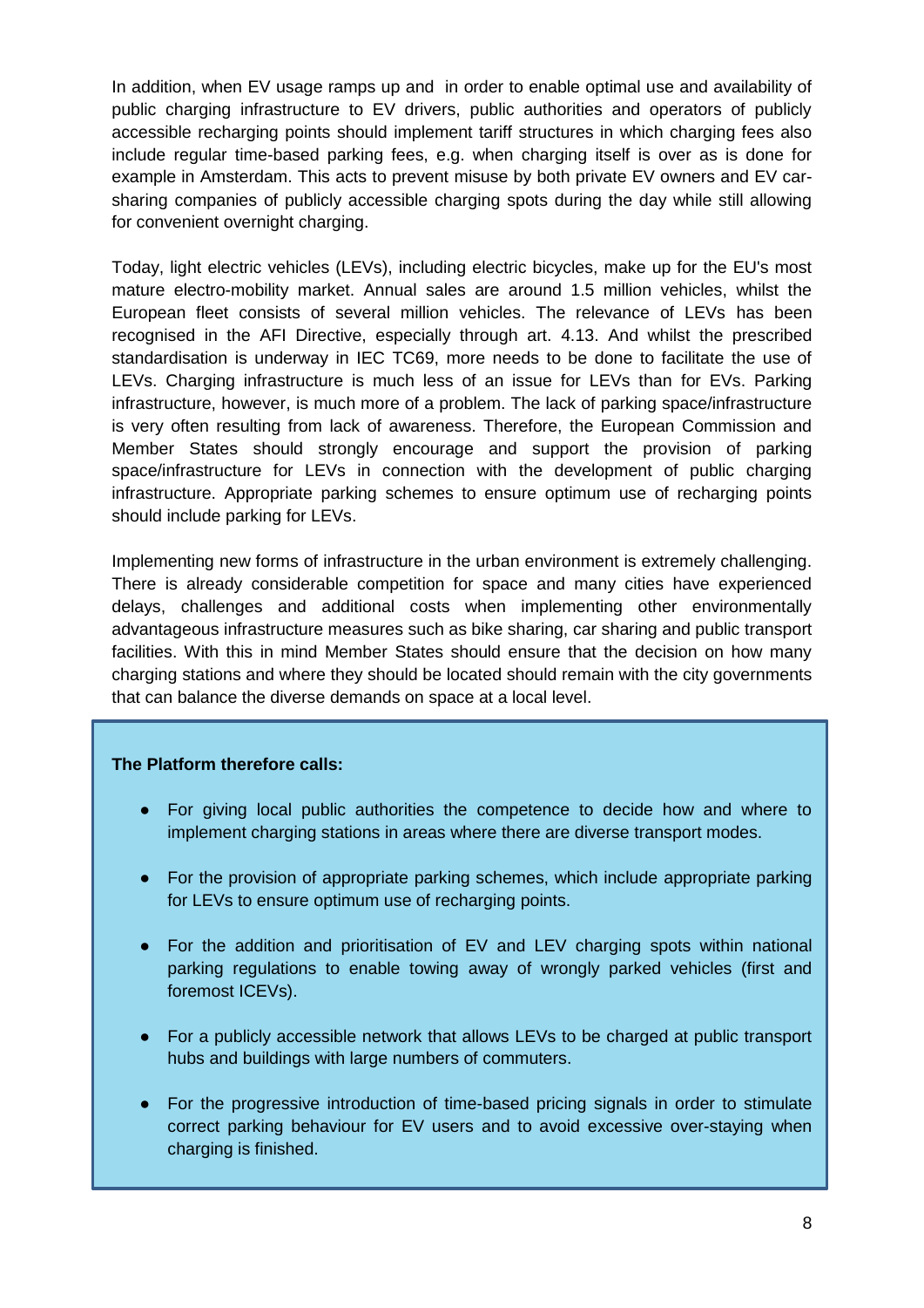In addition, when EV usage ramps up and in order to enable optimal use and availability of public charging infrastructure to EV drivers, public authorities and operators of publicly accessible recharging points should implement tariff structures in which charging fees also include regular time-based parking fees, e.g. when charging itself is over as is done for example in Amsterdam. This acts to prevent misuse by both private EV owners and EV car-sharing companies of publicly accessible charging spots during the day while still allowing for convenient overnight charging.

Today, light electric vehicles (LEVs), including electric bicycles, make up for the EU's most mature electro-mobility market. Annual sales are around 1.5 million vehicles, whilst the European fleet consists of several million vehicles. The relevance of LEVs has been recognised in the AFI Directive, especially through art. 4.13. And whilst the prescribed standardisation is underway in IEC TC69, more needs to be done to facilitate the use of LEVs. Charging infrastructure is much less of an issue for LEVs than for EVs. Parking infrastructure, however, is much more of a problem. The lack of parking space/infrastructure is very often resulting from lack of awareness. Therefore, the European Commission and Member States should strongly encourage and support the provision of parking space/infrastructure for LEVs in connection with the development of public charging infrastructure. Appropriate parking schemes to ensure optimum use of recharging points should include parking for LEVs.

Implementing new forms of infrastructure in the urban environment is extremely challenging. There is already considerable competition for space and many cities have experienced delays, challenges and additional costs when implementing other environmentally advantageous infrastructure measures such as bike sharing, car sharing and public transport facilities. With this in mind Member States should ensure that the decision on how many charging stations and where they should be located should remain with the city governments that can balance the diverse demands on space at a local level.

**The Platform therefore calls:**

- For giving local public authorities the competence to decide how and where to implement charging stations in areas where there are diverse transport modes.
- For the provision of appropriate parking schemes, which include appropriate parking for LEVs to ensure optimum use of recharging points.
- For the addition and prioritisation of EV and LEV charging spots within national parking regulations to enable towing away of wrongly parked vehicles (first and foremost ICEVs).
- For a publicly accessible network that allows LEVs to be charged at public transport hubs and buildings with large numbers of commuters.
- For the progressive introduction of time-based pricing signals in order to stimulate correct parking behaviour for EV users and to avoid excessive over-staying when charging is finished.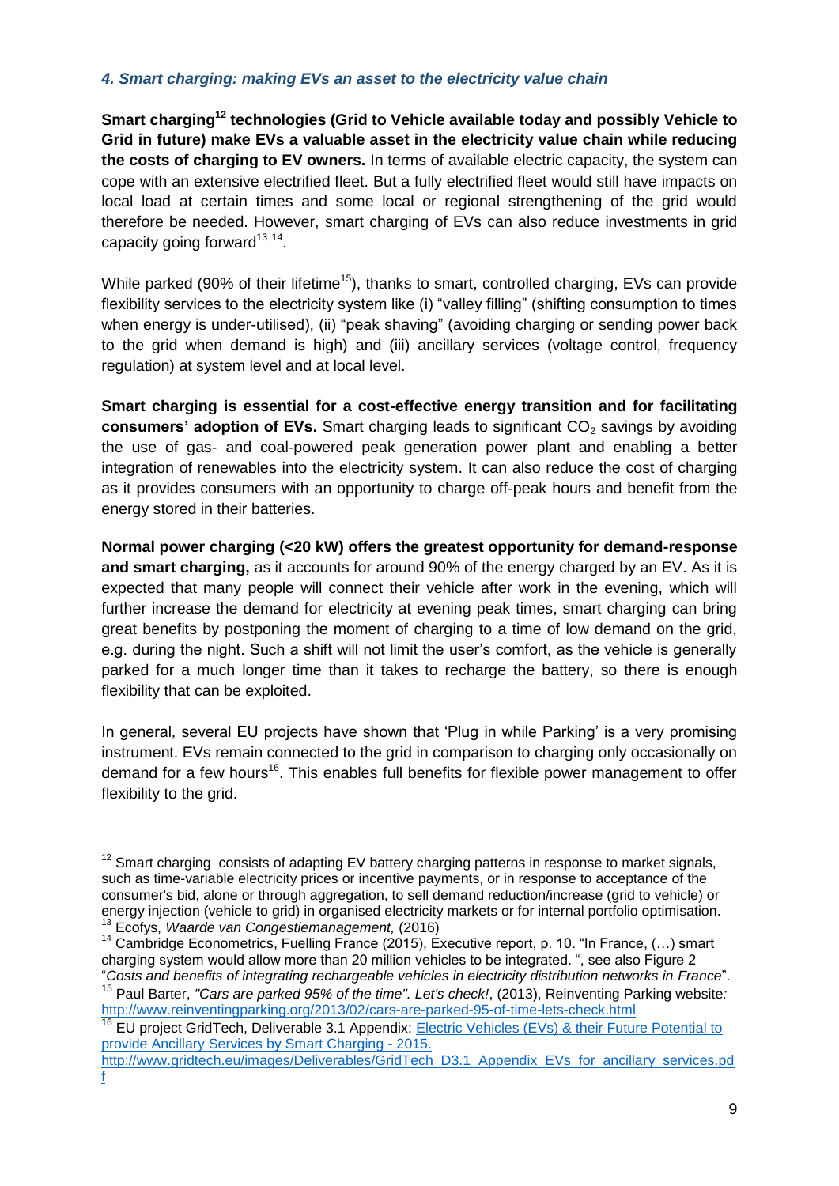### *4. Smart charging: making EVs an asset to the electricity value chain*

**Smart charging[12] technologies (Grid to Vehicle available today and possibly Vehicle to Grid in future) make EVs a valuable asset in the electricity value chain while reducing the costs of charging to EV owners.** In terms of available electric capacity, the system can cope with an extensive electrified fleet. But a fully electrified fleet would still have impacts on local load at certain times and some local or regional strengthening of the grid would therefore be needed. However, smart charging of EVs can also reduce investments in grid capacity going forward[13] [14].

While parked (90% of their lifetime[15]), thanks to smart, controlled charging, EVs can provide flexibility services to the electricity system like (i) "valley filling" (shifting consumption to times when energy is under-utilised), (ii) "peak shaving" (avoiding charging or sending power back to the grid when demand is high) and (iii) ancillary services (voltage control, frequency regulation) at system level and at local level.

**Smart charging is essential for a cost-effective energy transition and for facilitating consumers' adoption of EVs.** Smart charging leads to significant $CO_2$ savings by avoiding the use of gas- and coal-powered peak generation power plant and enabling a better integration of renewables into the electricity system. It can also reduce the cost of charging as it provides consumers with an opportunity to charge off-peak hours and benefit from the energy stored in their batteries.

**Normal power charging (<20 kW) offers the greatest opportunity for demand-response and smart charging,** as it accounts for around 90% of the energy charged by an EV. As it is expected that many people will connect their vehicle after work in the evening, which will further increase the demand for electricity at evening peak times, smart charging can bring great benefits by postponing the moment of charging to a time of low demand on the grid, e.g. during the night. Such a shift will not limit the user's comfort, as the vehicle is generally parked for a much longer time than it takes to recharge the battery, so there is enough flexibility that can be exploited.

In general, several EU projects have shown that 'Plug in while Parking' is a very promising instrument. EVs remain connected to the grid in comparison to charging only occasionally on demand for a few hours[16]. This enables full benefits for flexible power management to offer flexibility to the grid.

---

[12] Smart charging consists of adapting EV battery charging patterns in response to market signals, such as time-variable electricity prices or incentive payments, or in response to acceptance of the consumer's bid, alone or through aggregation, to sell demand reduction/increase (grid to vehicle) or energy injection (vehicle to grid) in organised electricity markets or for internal portfolio optimisation.

[13] Ecofys, *Waarde van Congestiemanagement,* (2016)

[14] Cambridge Econometrics, Fuelling France (2015), Executive report, p. 10. "In France, (…) smart charging system would allow more than 20 million vehicles to be integrated. ", see also Figure 2 "*Costs and benefits of integrating rechargeable vehicles in electricity distribution networks in France*".

[15] Paul Barter, *"Cars are parked 95% of the time". Let's check!*, (2013), Reinventing Parking website*:* http://www.reinventingparking.org/2013/02/cars-are-parked-95-of-time-lets-check.html

[16] EU project GridTech, Deliverable 3.1 Appendix: Electric Vehicles (EVs) & their Future Potential to provide Ancillary Services by Smart Charging - 2015. http://www.gridtech.eu/images/Deliverables/GridTech_D3.1_Appendix_EVs_for_ancillary_services.pdf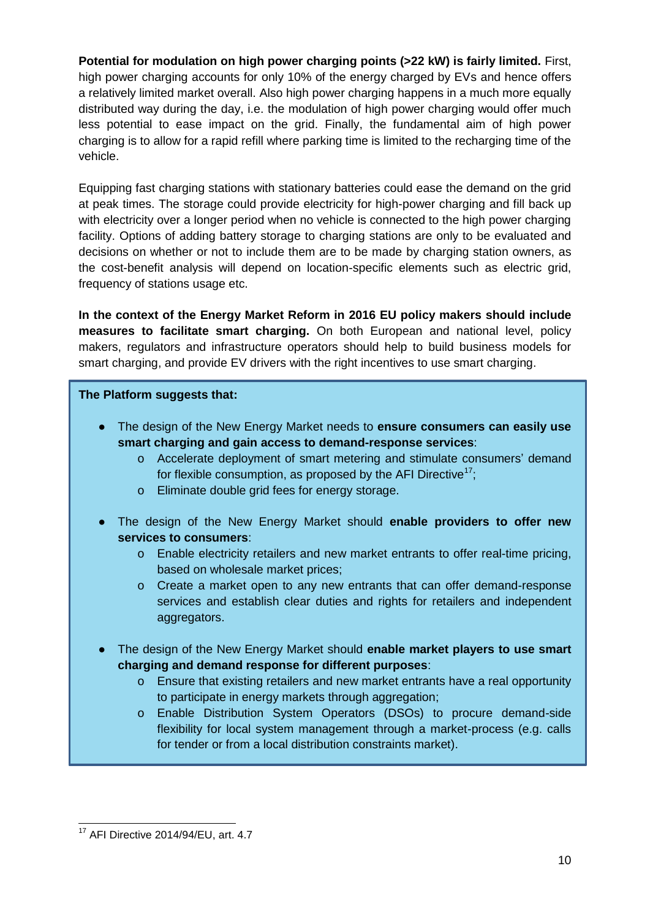**Potential for modulation on high power charging points (>22 kW) is fairly limited.** First, high power charging accounts for only 10% of the energy charged by EVs and hence offers a relatively limited market overall. Also high power charging happens in a much more equally distributed way during the day, i.e. the modulation of high power charging would offer much less potential to ease impact on the grid. Finally, the fundamental aim of high power charging is to allow for a rapid refill where parking time is limited to the recharging time of the vehicle.

Equipping fast charging stations with stationary batteries could ease the demand on the grid at peak times. The storage could provide electricity for high-power charging and fill back up with electricity over a longer period when no vehicle is connected to the high power charging facility. Options of adding battery storage to charging stations are only to be evaluated and decisions on whether or not to include them are to be made by charging station owners, as the cost-benefit analysis will depend on location-specific elements such as electric grid, frequency of stations usage etc.

**In the context of the Energy Market Reform in 2016 EU policy makers should include measures to facilitate smart charging.** On both European and national level, policy makers, regulators and infrastructure operators should help to build business models for smart charging, and provide EV drivers with the right incentives to use smart charging.

**The Platform suggests that:**

- The design of the New Energy Market needs to **ensure consumers can easily use smart charging and gain access to demand-response services**:
    - Accelerate deployment of smart metering and stimulate consumers' demand for flexible consumption, as proposed by the AFI Directive[17];
    - Eliminate double grid fees for energy storage.

- The design of the New Energy Market should **enable providers to offer new services to consumers**:
    - Enable electricity retailers and new market entrants to offer real-time pricing, based on wholesale market prices;
    - Create a market open to any new entrants that can offer demand-response services and establish clear duties and rights for retailers and independent aggregators.

- The design of the New Energy Market should **enable market players to use smart charging and demand response for different purposes**:
    - Ensure that existing retailers and new market entrants have a real opportunity to participate in energy markets through aggregation;
    - Enable Distribution System Operators (DSOs) to procure demand-side flexibility for local system management through a market-process (e.g. calls for tender or from a local distribution constraints market).

---

[17] AFI Directive 2014/94/EU, art. 4.7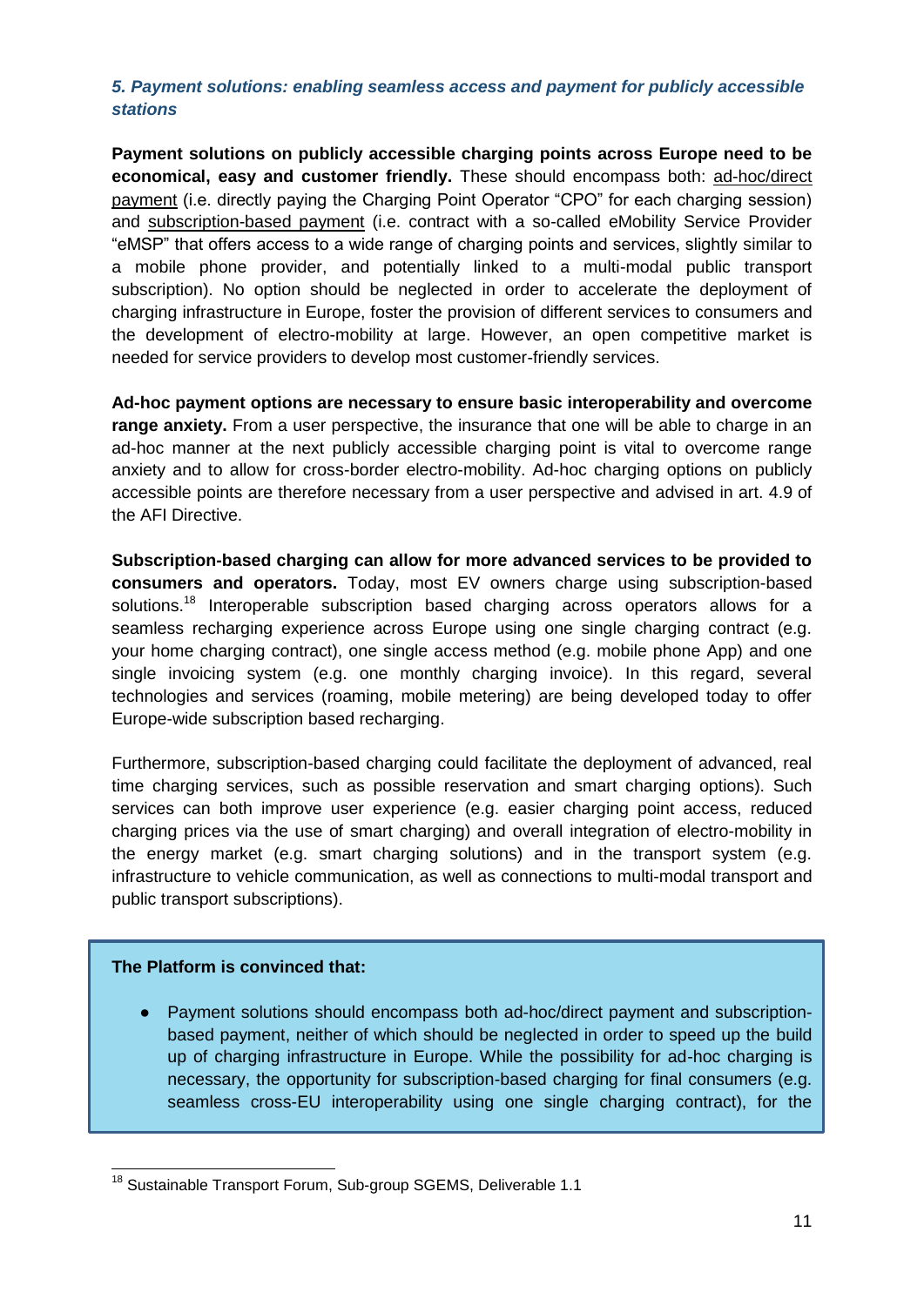### *5. Payment solutions: enabling seamless access and payment for publicly accessible stations*

**Payment solutions on publicly accessible charging points across Europe need to be economical, easy and customer friendly.** These should encompass both: ad-hoc/direct payment (i.e. directly paying the Charging Point Operator "CPO" for each charging session) and subscription-based payment (i.e. contract with a so-called eMobility Service Provider "eMSP" that offers access to a wide range of charging points and services, slightly similar to a mobile phone provider, and potentially linked to a multi-modal public transport subscription). No option should be neglected in order to accelerate the deployment of charging infrastructure in Europe, foster the provision of different services to consumers and the development of electro-mobility at large. However, an open competitive market is needed for service providers to develop most customer-friendly services.

**Ad-hoc payment options are necessary to ensure basic interoperability and overcome range anxiety.** From a user perspective, the insurance that one will be able to charge in an ad-hoc manner at the next publicly accessible charging point is vital to overcome range anxiety and to allow for cross-border electro-mobility. Ad-hoc charging options on publicly accessible points are therefore necessary from a user perspective and advised in art. 4.9 of the AFI Directive.

**Subscription-based charging can allow for more advanced services to be provided to consumers and operators.** Today, most EV owners charge using subscription-based solutions.[18] Interoperable subscription based charging across operators allows for a seamless recharging experience across Europe using one single charging contract (e.g. your home charging contract), one single access method (e.g. mobile phone App) and one single invoicing system (e.g. one monthly charging invoice). In this regard, several technologies and services (roaming, mobile metering) are being developed today to offer Europe-wide subscription based recharging.

Furthermore, subscription-based charging could facilitate the deployment of advanced, real time charging services, such as possible reservation and smart charging options). Such services can both improve user experience (e.g. easier charging point access, reduced charging prices via the use of smart charging) and overall integration of electro-mobility in the energy market (e.g. smart charging solutions) and in the transport system (e.g. infrastructure to vehicle communication, as well as connections to multi-modal transport and public transport subscriptions).

**The Platform is convinced that:**

- Payment solutions should encompass both ad-hoc/direct payment and subscription-based payment, neither of which should be neglected in order to speed up the build up of charging infrastructure in Europe. While the possibility for ad-hoc charging is necessary, the opportunity for subscription-based charging for final consumers (e.g. seamless cross-EU interoperability using one single charging contract), for the

[18] Sustainable Transport Forum, Sub-group SGEMS, Deliverable 1.1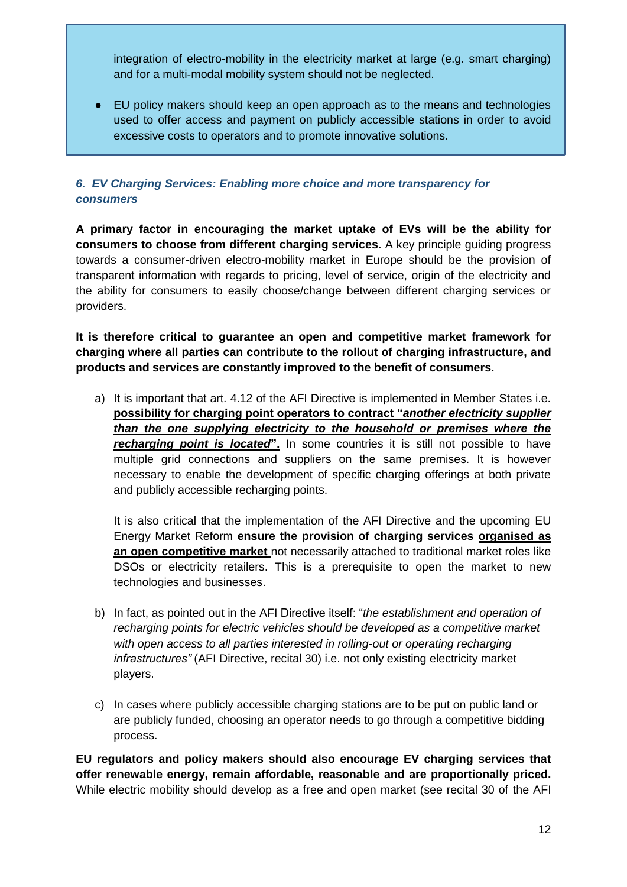integration of electro-mobility in the electricity market at large (e.g. smart charging) and for a multi-modal mobility system should not be neglected.

- EU policy makers should keep an open approach as to the means and technologies used to offer access and payment on publicly accessible stations in order to avoid excessive costs to operators and to promote innovative solutions.

### *6. EV Charging Services: Enabling more choice and more transparency for consumers*

**A primary factor in encouraging the market uptake of EVs will be the ability for consumers to choose from different charging services.** A key principle guiding progress towards a consumer-driven electro-mobility market in Europe should be the provision of transparent information with regards to pricing, level of service, origin of the electricity and the ability for consumers to easily choose/change between different charging services or providers.

**It is therefore critical to guarantee an open and competitive market framework for charging where all parties can contribute to the rollout of charging infrastructure, and products and services are constantly improved to the benefit of consumers.**

a) It is important that art. 4.12 of the AFI Directive is implemented in Member States i.e. **<u>possibility for charging point operators to contract "*another electricity supplier than the one supplying electricity to the household or premises where the recharging point is located*".</u>** In some countries it is still not possible to have multiple grid connections and suppliers on the same premises. It is however necessary to enable the development of specific charging offerings at both private and publicly accessible recharging points.

   It is also critical that the implementation of the AFI Directive and the upcoming EU Energy Market Reform **ensure the provision of charging services <u>organised as an open competitive market</u>** not necessarily attached to traditional market roles like DSOs or electricity retailers. This is a prerequisite to open the market to new technologies and businesses.

b) In fact, as pointed out in the AFI Directive itself: "*the establishment and operation of recharging points for electric vehicles should be developed as a competitive market with open access to all parties interested in rolling-out or operating recharging infrastructures"* (AFI Directive, recital 30) i.e. not only existing electricity market players.

c) In cases where publicly accessible charging stations are to be put on public land or are publicly funded, choosing an operator needs to go through a competitive bidding process.

**EU regulators and policy makers should also encourage EV charging services that offer renewable energy, remain affordable, reasonable and are proportionally priced.** While electric mobility should develop as a free and open market (see recital 30 of the AFI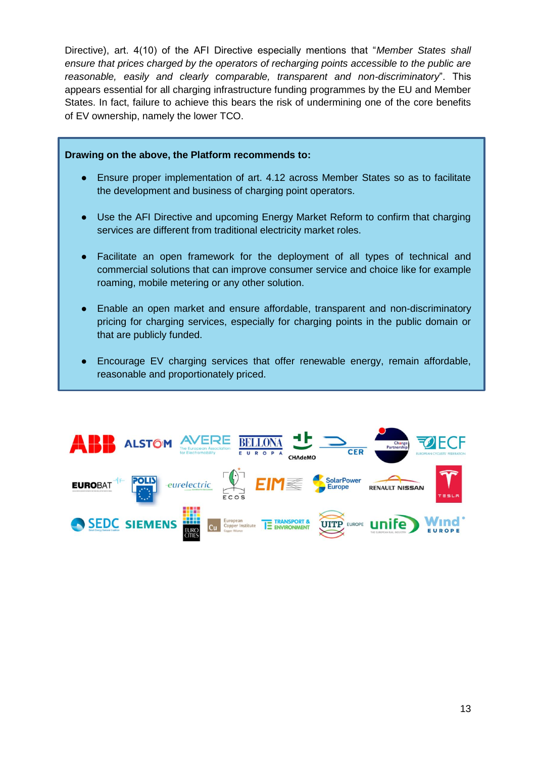Directive), art. 4(10) of the AFI Directive especially mentions that "*Member States shall ensure that prices charged by the operators of recharging points accessible to the public are reasonable, easily and clearly comparable, transparent and non-discriminatory*". This appears essential for all charging infrastructure funding programmes by the EU and Member States. In fact, failure to achieve this bears the risk of undermining one of the core benefits of EV ownership, namely the lower TCO.

**Drawing on the above, the Platform recommends to:**

- Ensure proper implementation of art. 4.12 across Member States so as to facilitate the development and business of charging point operators.
- Use the AFI Directive and upcoming Energy Market Reform to confirm that charging services are different from traditional electricity market roles.
- Facilitate an open framework for the deployment of all types of technical and commercial solutions that can improve consumer service and choice like for example roaming, mobile metering or any other solution.
- Enable an open market and ensure affordable, transparent and non-discriminatory pricing for charging services, especially for charging points in the public domain or that are publicly funded.
- Encourage EV charging services that offer renewable energy, remain affordable, reasonable and proportionately priced.

ABB, ALSTOM, AVERE, BELLONA EUROPA, CHAdeMO, CER, Change Partnership, ECF, EUROBAT, POLIS, eurelectric, ECOS, EIM, SolarPower Europe, RENAULT NISSAN, TESLA, SEDC, SIEMENS, EUROCITIES, European Copper Institute, TRANSPORT & ENVIRONMENT, UITP EUROPE, unife, Wind EUROPE